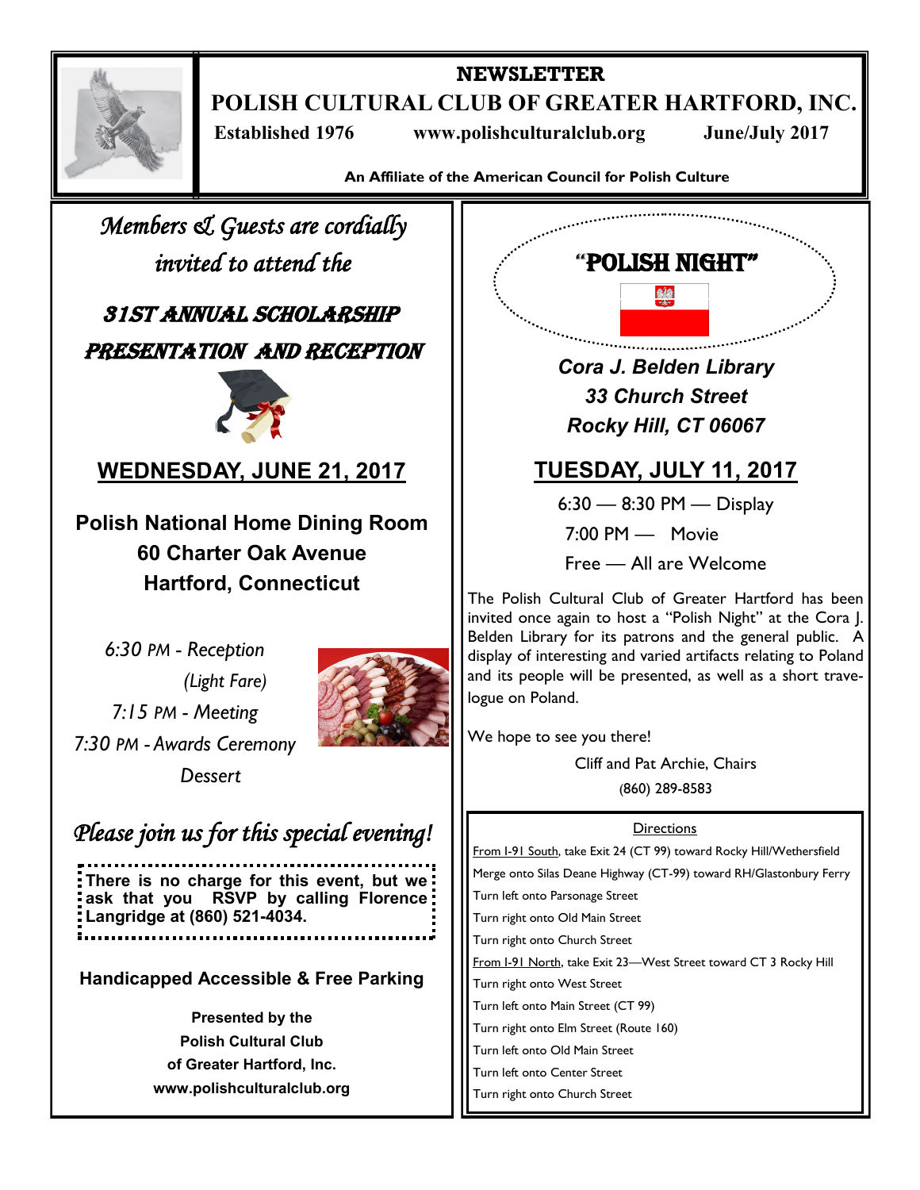# NEWSLETTER

## POLISH CULTURAL CLUB OF GREATER HARTFORD, INC.

**Established 1976** **www.polishculturalclub.org** **June/July 2017**

**An Affiliate of the American Council for Polish Culture**

*Members & Guests are cordially invited to attend the*

## 31ST ANNUAL SCHOLARSHIP PRESENTATION AND RECEPTION

### WEDNESDAY, JUNE 21, 2017

**Polish National Home Dining Room**
**60 Charter Oak Avenue**
**Hartford, Connecticut**

*6:30 PM - Reception*
*(Light Fare)*
*7:15 PM - Meeting*
*7:30 PM - Awards Ceremony*
*Dessert*

*Please join us for this special evening!*

**There is no charge for this event, but we ask that you RSVP by calling Florence Langridge at (860) 521-4034.**

**Handicapped Accessible & Free Parking**

**Presented by the**
**Polish Cultural Club**
**of Greater Hartford, Inc.**
**www.polishculturalclub.org**

## "POLISH NIGHT"

***Cora J. Belden Library***
***33 Church Street***
***Rocky Hill, CT 06067***

### TUESDAY, JULY 11, 2017

6:30 — 8:30 PM — Display
7:00 PM — Movie
Free — All are Welcome

The Polish Cultural Club of Greater Hartford has been invited once again to host a "Polish Night" at the Cora J. Belden Library for its patrons and the general public. A display of interesting and varied artifacts relating to Poland and its people will be presented, as well as a short travelogue on Poland.

We hope to see you there!

Cliff and Pat Archie, Chairs
(860) 289-8583

**Directions**

From I-91 South, take Exit 24 (CT 99) toward Rocky Hill/Wethersfield
Merge onto Silas Deane Highway (CT-99) toward RH/Glastonbury Ferry
Turn left onto Parsonage Street
Turn right onto Old Main Street
Turn right onto Church Street

From I-91 North, take Exit 23—West Street toward CT 3 Rocky Hill
Turn right onto West Street
Turn left onto Main Street (CT 99)
Turn right onto Elm Street (Route 160)
Turn left onto Old Main Street
Turn left onto Center Street
Turn right onto Church Street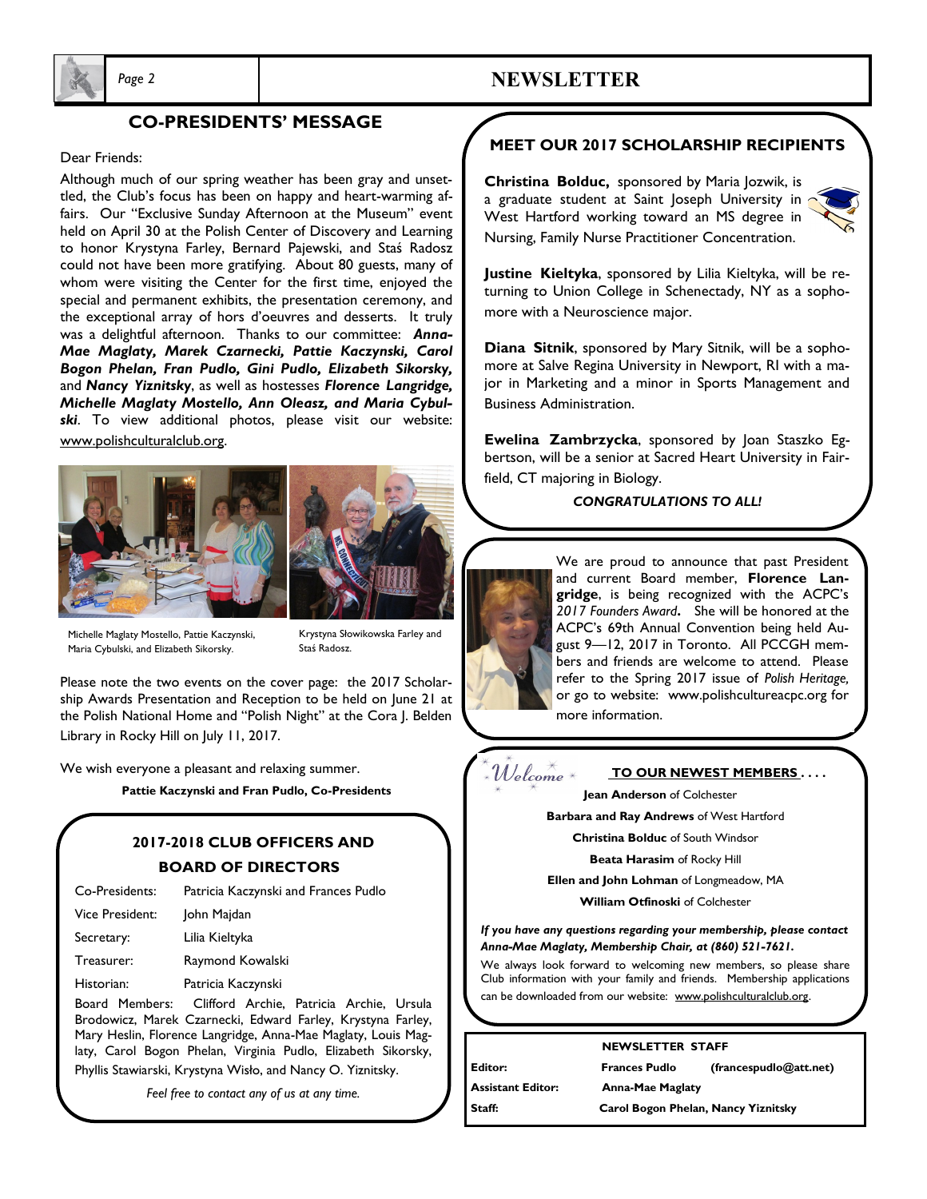## CO-PRESIDENTS' MESSAGE

Dear Friends:

Although much of our spring weather has been gray and unsettled, the Club's focus has been on happy and heart-warming affairs. Our "Exclusive Sunday Afternoon at the Museum" event held on April 30 at the Polish Center of Discovery and Learning to honor Krystyna Farley, Bernard Pajewski, and Staś Radosz could not have been more gratifying. About 80 guests, many of whom were visiting the Center for the first time, enjoyed the special and permanent exhibits, the presentation ceremony, and the exceptional array of hors d'oeuvres and desserts. It truly was a delightful afternoon. Thanks to our committee: ***Anna-Mae Maglaty, Marek Czarnecki, Pattie Kaczynski, Carol Bogon Phelan, Fran Pudlo, Gini Pudlo, Elizabeth Sikorsky,*** and ***Nancy Yiznitsky***, as well as hostesses ***Florence Langridge, Michelle Maglaty Mostello, Ann Oleasz, and Maria Cybulski***. To view additional photos, please visit our website: www.polishculturalclub.org.

Michelle Maglaty Mostello, Pattie Kaczynski, Maria Cybulski, and Elizabeth Sikorsky.

Krystyna Słowikowska Farley and Staś Radosz.

Please note the two events on the cover page: the 2017 Scholarship Awards Presentation and Reception to be held on June 21 at the Polish National Home and "Polish Night" at the Cora J. Belden Library in Rocky Hill on July 11, 2017.

We wish everyone a pleasant and relaxing summer.

**Pattie Kaczynski and Fran Pudlo, Co-Presidents**

## 2017-2018 CLUB OFFICERS AND BOARD OF DIRECTORS

| | |
|---|---|
| Co-Presidents: | Patricia Kaczynski and Frances Pudlo |
| Vice President: | John Majdan |
| Secretary: | Lilia Kieltyka |
| Treasurer: | Raymond Kowalski |
| Historian: | Patricia Kaczynski |

Board Members: Clifford Archie, Patricia Archie, Ursula Brodowicz, Marek Czarnecki, Edward Farley, Krystyna Farley, Mary Heslin, Florence Langridge, Anna-Mae Maglaty, Louis Maglaty, Carol Bogon Phelan, Virginia Pudlo, Elizabeth Sikorsky, Phyllis Stawiarski, Krystyna Wisło, and Nancy O. Yiznitsky.

*Feel free to contact any of us at any time.*

## MEET OUR 2017 SCHOLARSHIP RECIPIENTS

**Christina Bolduc,** sponsored by Maria Jozwik, is a graduate student at Saint Joseph University in West Hartford working toward an MS degree in Nursing, Family Nurse Practitioner Concentration.

**Justine Kieltyka**, sponsored by Lilia Kieltyka, will be returning to Union College in Schenectady, NY as a sophomore with a Neuroscience major.

**Diana Sitnik**, sponsored by Mary Sitnik, will be a sophomore at Salve Regina University in Newport, RI with a major in Marketing and a minor in Sports Management and Business Administration.

**Ewelina Zambrzycka**, sponsored by Joan Staszko Egbertson, will be a senior at Sacred Heart University in Fairfield, CT majoring in Biology.

***CONGRATULATIONS TO ALL!***

We are proud to announce that past President and current Board member, **Florence Langridge**, is being recognized with the ACPC's *2017 Founders Award***.** She will be honored at the ACPC's 69th Annual Convention being held August 9—12, 2017 in Toronto. All PCCGH members and friends are welcome to attend. Please refer to the Spring 2017 issue of *Polish Heritage,* or go to website: www.polishcultureacpc.org for more information.

*Welcome* **TO OUR NEWEST MEMBERS . . . .**

**Jean Anderson** of Colchester
**Barbara and Ray Andrews** of West Hartford
**Christina Bolduc** of South Windsor
**Beata Harasim** of Rocky Hill
**Ellen and John Lohman** of Longmeadow, MA
**William Otfinoski** of Colchester

***If you have any questions regarding your membership, please contact Anna-Mae Maglaty, Membership Chair, at (860) 521-7621.***

We always look forward to welcoming new members, so please share Club information with your family and friends. Membership applications can be downloaded from our website: www.polishculturalclub.org.

**NEWSLETTER STAFF**

| | | |
|---|---|---|
| **Editor:** | **Frances Pudlo** | **(francespudlo@att.net)** |
| **Assistant Editor:** | **Anna-Mae Maglaty** | |
| **Staff:** | **Carol Bogon Phelan, Nancy Yiznitsky** | |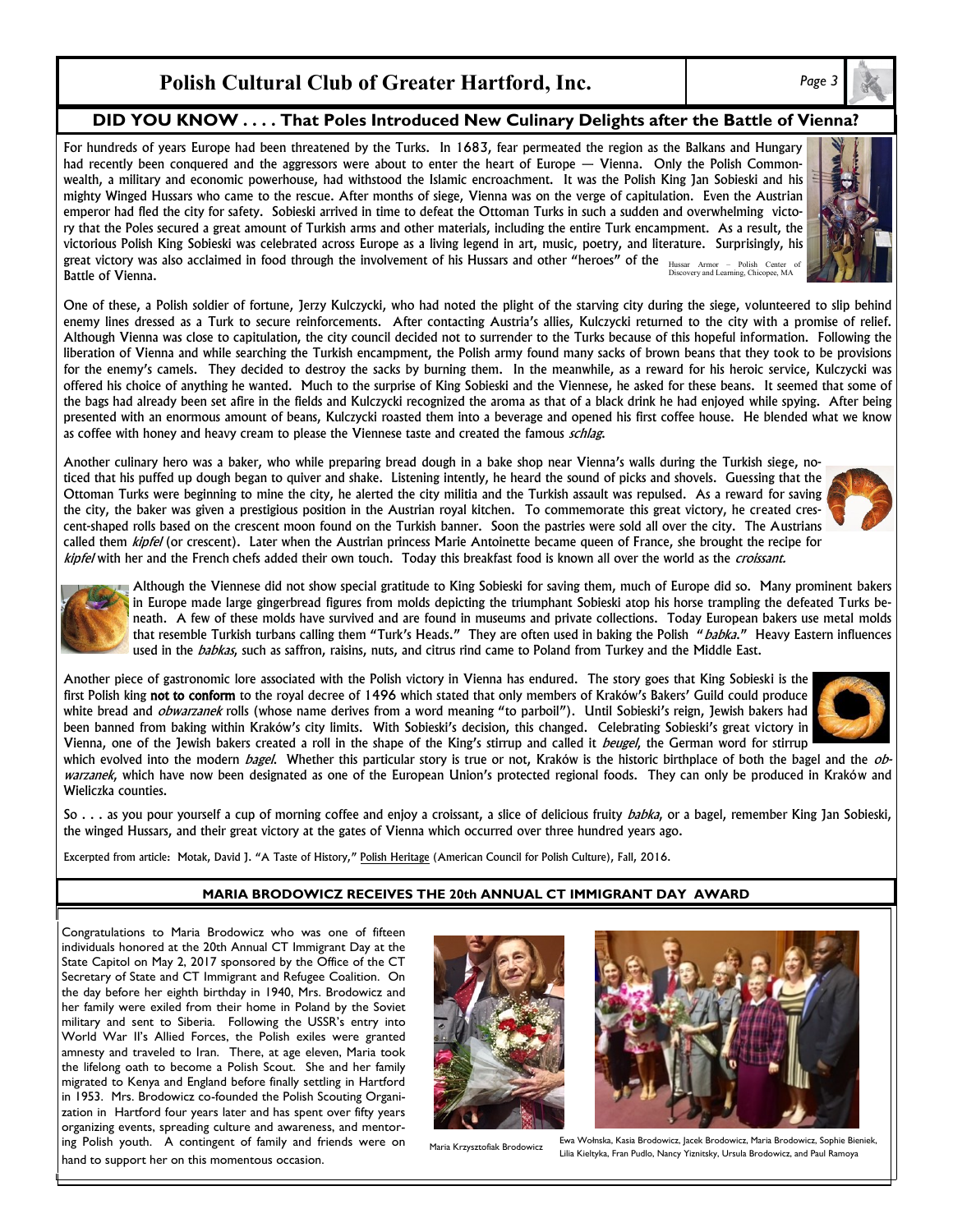## DID YOU KNOW . . . . That Poles Introduced New Culinary Delights after the Battle of Vienna?

For hundreds of years Europe had been threatened by the Turks. In 1683, fear permeated the region as the Balkans and Hungary had recently been conquered and the aggressors were about to enter the heart of Europe — Vienna. Only the Polish Commonwealth, a military and economic powerhouse, had withstood the Islamic encroachment. It was the Polish King Jan Sobieski and his mighty Winged Hussars who came to the rescue. After months of siege, Vienna was on the verge of capitulation. Even the Austrian emperor had fled the city for safety. Sobieski arrived in time to defeat the Ottoman Turks in such a sudden and overwhelming victory that the Poles secured a great amount of Turkish arms and other materials, including the entire Turk encampment. As a result, the victorious Polish King Sobieski was celebrated across Europe as a living legend in art, music, poetry, and literature. Surprisingly, his great victory was also acclaimed in food through the involvement of his Hussars and other "heroes" of the Battle of Vienna.

Hussar Armor – Polish Center of Discovery and Learning, Chicopee, MA

One of these, a Polish soldier of fortune, Jerzy Kulczycki, who had noted the plight of the starving city during the siege, volunteered to slip behind enemy lines dressed as a Turk to secure reinforcements. After contacting Austria's allies, Kulczycki returned to the city with a promise of relief. Although Vienna was close to capitulation, the city council decided not to surrender to the Turks because of this hopeful information. Following the liberation of Vienna and while searching the Turkish encampment, the Polish army found many sacks of brown beans that they took to be provisions for the enemy's camels. They decided to destroy the sacks by burning them. In the meanwhile, as a reward for his heroic service, Kulczycki was offered his choice of anything he wanted. Much to the surprise of King Sobieski and the Viennese, he asked for these beans. It seemed that some of the bags had already been set afire in the fields and Kulczycki recognized the aroma as that of a black drink he had enjoyed while spying. After being presented with an enormous amount of beans, Kulczycki roasted them into a beverage and opened his first coffee house. He blended what we know as coffee with honey and heavy cream to please the Viennese taste and created the famous *schlag*.

Another culinary hero was a baker, who while preparing bread dough in a bake shop near Vienna's walls during the Turkish siege, noticed that his puffed up dough began to quiver and shake. Listening intently, he heard the sound of picks and shovels. Guessing that the Ottoman Turks were beginning to mine the city, he alerted the city militia and the Turkish assault was repulsed. As a reward for saving the city, the baker was given a prestigious position in the Austrian royal kitchen. To commemorate this great victory, he created crescent-shaped rolls based on the crescent moon found on the Turkish banner. Soon the pastries were sold all over the city. The Austrians called them *kipfel* (or crescent). Later when the Austrian princess Marie Antoinette became queen of France, she brought the recipe for *kipfel* with her and the French chefs added their own touch. Today this breakfast food is known all over the world as the *croissant*.

Although the Viennese did not show special gratitude to King Sobieski for saving them, much of Europe did so. Many prominent bakers in Europe made large gingerbread figures from molds depicting the triumphant Sobieski atop his horse trampling the defeated Turks beneath. A few of these molds have survived and are found in museums and private collections. Today European bakers use metal molds that resemble Turkish turbans calling them "Turk's Heads." They are often used in baking the Polish "*babka*." Heavy Eastern influences used in the *babkas*, such as saffron, raisins, nuts, and citrus rind came to Poland from Turkey and the Middle East.

Another piece of gastronomic lore associated with the Polish victory in Vienna has endured. The story goes that King Sobieski is the first Polish king **not to conform** to the royal decree of 1496 which stated that only members of Kraków's Bakers' Guild could produce white bread and *obwarzanek* rolls (whose name derives from a word meaning "to parboil"). Until Sobieski's reign, Jewish bakers had been banned from baking within Kraków's city limits. With Sobieski's decision, this changed. Celebrating Sobieski's great victory in Vienna, one of the Jewish bakers created a roll in the shape of the King's stirrup and called it *beugel*, the German word for stirrup which evolved into the modern *bagel*. Whether this particular story is true or not, Kraków is the historic birthplace of both the bagel and the *obwarzanek*, which have now been designated as one of the European Union's protected regional foods. They can only be produced in Kraków and Wieliczka counties.

So . . . as you pour yourself a cup of morning coffee and enjoy a croissant, a slice of delicious fruity *babka*, or a bagel, remember King Jan Sobieski, the winged Hussars, and their great victory at the gates of Vienna which occurred over three hundred years ago.

Excerpted from article: Motak, David J. "A Taste of History," Polish Heritage (American Council for Polish Culture), Fall, 2016.

## MARIA BRODOWICZ RECEIVES THE 20th ANNUAL CT IMMIGRANT DAY AWARD

Congratulations to Maria Brodowicz who was one of fifteen individuals honored at the 20th Annual CT Immigrant Day at the State Capitol on May 2, 2017 sponsored by the Office of the CT Secretary of State and CT Immigrant and Refugee Coalition. On the day before her eighth birthday in 1940, Mrs. Brodowicz and her family were exiled from their home in Poland by the Soviet military and sent to Siberia. Following the USSR's entry into World War II's Allied Forces, the Polish exiles were granted amnesty and traveled to Iran. There, at age eleven, Maria took the lifelong oath to become a Polish Scout. She and her family migrated to Kenya and England before finally settling in Hartford in 1953. Mrs. Brodowicz co-founded the Polish Scouting Organization in Hartford four years later and has spent over fifty years organizing events, spreading culture and awareness, and mentoring Polish youth. A contingent of family and friends were on hand to support her on this momentous occasion.

Maria Krzysztofiak Brodowicz

Ewa Wołnska, Kasia Brodowicz, Jacek Brodowicz, Maria Brodowicz, Sophie Bieniek, Lilia Kieltyka, Fran Pudlo, Nancy Yiznitsky, Ursula Brodowicz, and Paul Ramoya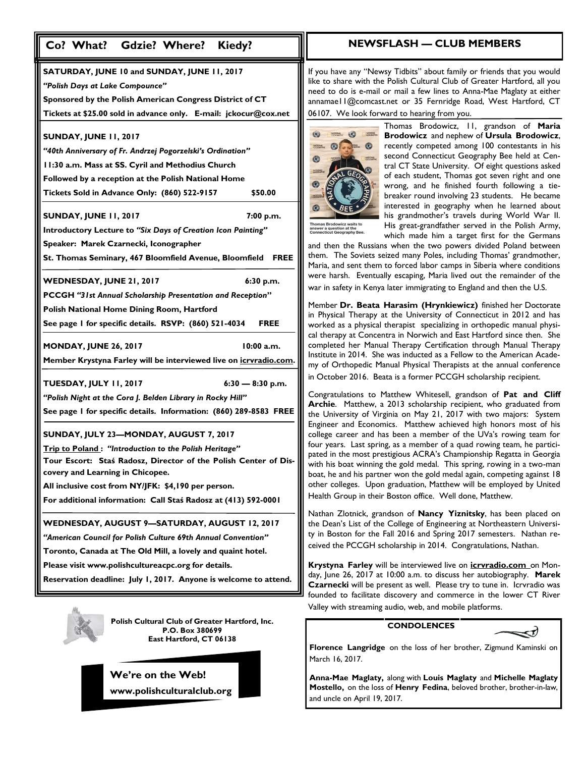## Co? What? Gdzie? Where? Kiedy?

**SATURDAY, JUNE 10 and SUNDAY, JUNE 11, 2017**

***"Polish Days at Lake Compounce"***

**Sponsored by the Polish American Congress District of CT**

**Tickets at $25.00 sold in advance only. E-mail: jckocur@cox.net**

**SUNDAY, JUNE 11, 2017**

***"40th Anniversary of Fr. Andrzej Pogorzelski's Ordination"***

**11:30 a.m. Mass at SS. Cyril and Methodius Church**

**Followed by a reception at the Polish National Home**

**Tickets Sold in Advance Only: (860) 522-9157 $50.00**

**SUNDAY, JUNE 11, 2017 7:00 p.m.**

**Introductory Lecture to *"Six Days of Creation Icon Painting"***

**Speaker: Marek Czarnecki, Iconographer**

**St. Thomas Seminary, 467 Bloomfield Avenue, Bloomfield FREE**

**WEDNESDAY, JUNE 21, 2017 6:30 p.m.**

**PCCGH *"31st Annual Scholarship Presentation and Reception"***

**Polish National Home Dining Room, Hartford**

**See page 1 for specific details. RSVP: (860) 521-4034 FREE**

**MONDAY, JUNE 26, 2017 10:00 a.m.**

**Member Krystyna Farley will be interviewed live on icrvradio.com.**

**TUESDAY, JULY 11, 2017 6:30 — 8:30 p.m.**

***"Polish Night at the Cora J. Belden Library in Rocky Hill"***

**See page 1 for specific details. Information: (860) 289-8583 FREE**

**SUNDAY, JULY 23—MONDAY, AUGUST 7, 2017**

**Trip to Poland : *"Introduction to the Polish Heritage"***

**Tour Escort: Staś Radosz, Director of the Polish Center of Discovery and Learning in Chicopee.**

**All inclusive cost from NY/JFK: $4,190 per person.**

**For additional information: Call Staś Radosz at (413) 592-0001**

**WEDNESDAY, AUGUST 9—SATURDAY, AUGUST 12, 2017**

***"American Council for Polish Culture 69th Annual Convention"***

**Toronto, Canada at The Old Mill, a lovely and quaint hotel.**

**Please visit www.polishcultureacpc.org for details.**

**Reservation deadline: July 1, 2017. Anyone is welcome to attend.**

**Polish Cultural Club of Greater Hartford, Inc.**
**P.O. Box 380699**
**East Hartford, CT 06138**

**We're on the Web!**
**www.polishculturalclub.org**

## NEWSFLASH — CLUB MEMBERS

If you have any "Newsy Tidbits" about family or friends that you would like to share with the Polish Cultural Club of Greater Hartford, all you need to do is e-mail or mail a few lines to Anna-Mae Maglaty at either annamae11@comcast.net or 35 Fernridge Road, West Hartford, CT 06107. We look forward to hearing from you.

Thomas Brodowicz waits to answer a question at the Connecticut Geography Bee.

Thomas Brodowicz, 11, grandson of **Maria Brodowicz** and nephew of **Ursula Brodowicz**, recently competed among 100 contestants in his second Connecticut Geography Bee held at Central CT State University. Of eight questions asked of each student, Thomas got seven right and one wrong, and he finished fourth following a tie-breaker round involving 23 students. He became interested in geography when he learned about his grandmother's travels during World War II. His great-grandfather served in the Polish Army, which made him a target first for the Germans and then the Russians when the two powers divided Poland between them. The Soviets seized many Poles, including Thomas' grandmother, Maria, and sent them to forced labor camps in Siberia where conditions were harsh. Eventually escaping, Maria lived out the remainder of the war in safety in Kenya later immigrating to England and then the U.S.

Member **Dr. Beata Harasim (Hrynkiewicz)** finished her Doctorate in Physical Therapy at the University of Connecticut in 2012 and has worked as a physical therapist specializing in orthopedic manual physical therapy at Concentra in Norwich and East Hartford since then. She completed her Manual Therapy Certification through Manual Therapy Institute in 2014. She was inducted as a Fellow to the American Academy of Orthopedic Manual Physical Therapists at the annual conference in October 2016. Beata is a former PCCGH scholarship recipient.

Congratulations to Matthew Whitesell, grandson of **Pat and Cliff Archie**. Matthew, a 2013 scholarship recipient, who graduated from the University of Virginia on May 21, 2017 with two majors: System Engineer and Economics. Matthew achieved high honors most of his college career and has been a member of the UVa's rowing team for four years. Last spring, as a member of a quad rowing team, he participated in the most prestigious ACRA's Championship Regatta in Georgia with his boat winning the gold medal. This spring, rowing in a two-man boat, he and his partner won the gold medal again, competing against 18 other colleges. Upon graduation, Matthew will be employed by United Health Group in their Boston office. Well done, Matthew.

Nathan Zlotnick, grandson of **Nancy Yiznitsky**, has been placed on the Dean's List of the College of Engineering at Northeastern University in Boston for the Fall 2016 and Spring 2017 semesters. Nathan received the PCCGH scholarship in 2014. Congratulations, Nathan.

**Krystyna Farley** will be interviewed live on **icrvradio.com** on Monday, June 26, 2017 at 10:00 a.m. to discuss her autobiography. **Marek Czarnecki** will be present as well. Please try to tune in. Icrvradio was founded to facilitate discovery and commerce in the lower CT River Valley with streaming audio, web, and mobile platforms.

### CONDOLENCES

**Florence Langridge** on the loss of her brother, Zigmund Kaminski on March 16, 2017.

**Anna-Mae Maglaty,** along with **Louis Maglaty** and **Michelle Maglaty Mostello,** on the loss of **Henry Fedina**, beloved brother, brother-in-law, and uncle on April 19, 2017.